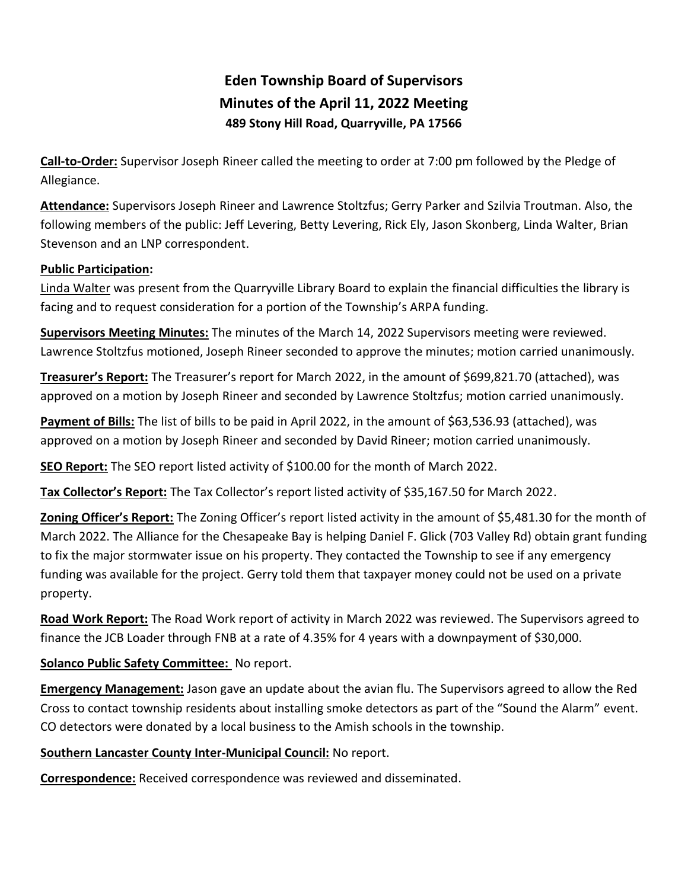# Eden Township Board of Supervisors
## Minutes of the April 11, 2022 Meeting
### 489 Stony Hill Road, Quarryville, PA 17566

**Call-to-Order:** Supervisor Joseph Rineer called the meeting to order at 7:00 pm followed by the Pledge of Allegiance.

**Attendance:** Supervisors Joseph Rineer and Lawrence Stoltzfus; Gerry Parker and Szilvia Troutman. Also, the following members of the public: Jeff Levering, Betty Levering, Rick Ely, Jason Skonberg, Linda Walter, Brian Stevenson and an LNP correspondent.

**Public Participation:**

Linda Walter was present from the Quarryville Library Board to explain the financial difficulties the library is facing and to request consideration for a portion of the Township's ARPA funding.

**Supervisors Meeting Minutes:** The minutes of the March 14, 2022 Supervisors meeting were reviewed. Lawrence Stoltzfus motioned, Joseph Rineer seconded to approve the minutes; motion carried unanimously.

**Treasurer's Report:** The Treasurer's report for March 2022, in the amount of $699,821.70 (attached), was approved on a motion by Joseph Rineer and seconded by Lawrence Stoltzfus; motion carried unanimously.

**Payment of Bills:** The list of bills to be paid in April 2022, in the amount of $63,536.93 (attached), was approved on a motion by Joseph Rineer and seconded by David Rineer; motion carried unanimously.

**SEO Report:** The SEO report listed activity of $100.00 for the month of March 2022.

**Tax Collector's Report:** The Tax Collector's report listed activity of $35,167.50 for March 2022.

**Zoning Officer's Report:** The Zoning Officer's report listed activity in the amount of $5,481.30 for the month of March 2022. The Alliance for the Chesapeake Bay is helping Daniel F. Glick (703 Valley Rd) obtain grant funding to fix the major stormwater issue on his property. They contacted the Township to see if any emergency funding was available for the project. Gerry told them that taxpayer money could not be used on a private property.

**Road Work Report:** The Road Work report of activity in March 2022 was reviewed. The Supervisors agreed to finance the JCB Loader through FNB at a rate of 4.35% for 4 years with a downpayment of $30,000.

**Solanco Public Safety Committee:** No report.

**Emergency Management:** Jason gave an update about the avian flu. The Supervisors agreed to allow the Red Cross to contact township residents about installing smoke detectors as part of the "Sound the Alarm" event. CO detectors were donated by a local business to the Amish schools in the township.

**Southern Lancaster County Inter-Municipal Council:** No report.

**Correspondence:** Received correspondence was reviewed and disseminated.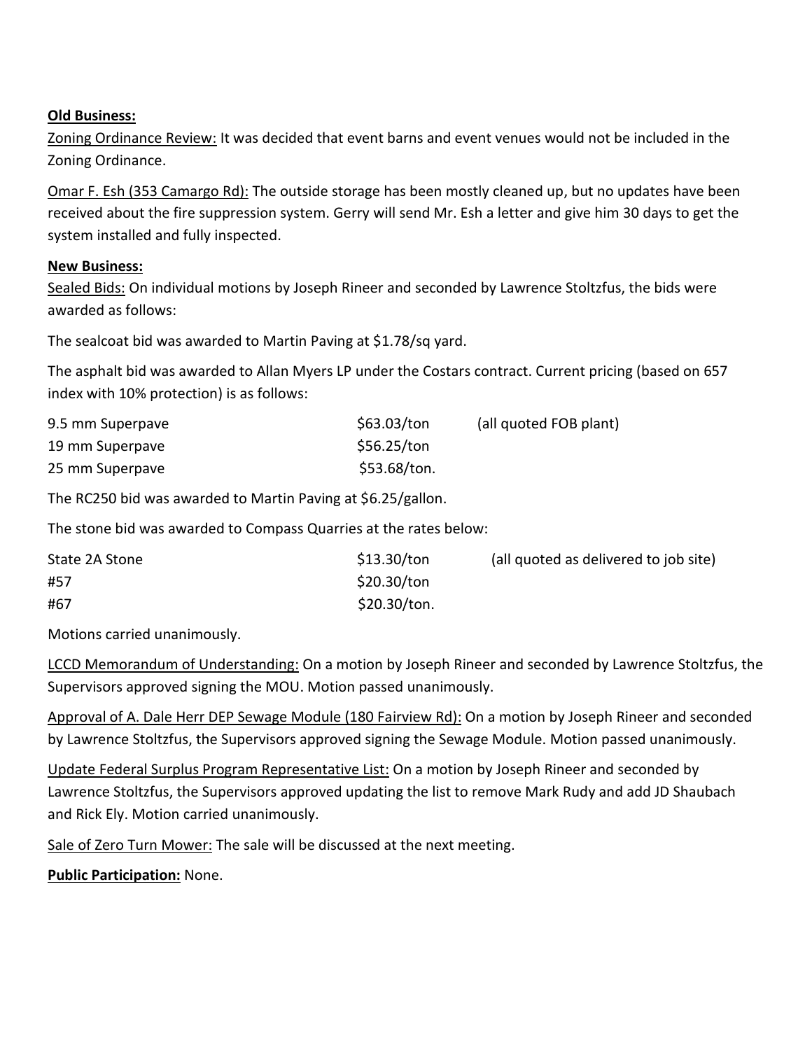**Old Business:**

Zoning Ordinance Review: It was decided that event barns and event venues would not be included in the Zoning Ordinance.

Omar F. Esh (353 Camargo Rd): The outside storage has been mostly cleaned up, but no updates have been received about the fire suppression system. Gerry will send Mr. Esh a letter and give him 30 days to get the system installed and fully inspected.

**New Business:**

Sealed Bids: On individual motions by Joseph Rineer and seconded by Lawrence Stoltzfus, the bids were awarded as follows:

The sealcoat bid was awarded to Martin Paving at $1.78/sq yard.

The asphalt bid was awarded to Allan Myers LP under the Costars contract. Current pricing (based on 657 index with 10% protection) is as follows:

| | | |
|---|---|---|
| 9.5 mm Superpave | $63.03/ton | (all quoted FOB plant) |
| 19 mm Superpave | $56.25/ton | |
| 25 mm Superpave | $53.68/ton. | |

The RC250 bid was awarded to Martin Paving at $6.25/gallon.

The stone bid was awarded to Compass Quarries at the rates below:

| | | |
|---|---|---|
| State 2A Stone | $13.30/ton | (all quoted as delivered to job site) |
| #57 | $20.30/ton | |
| #67 | $20.30/ton. | |

Motions carried unanimously.

LCCD Memorandum of Understanding: On a motion by Joseph Rineer and seconded by Lawrence Stoltzfus, the Supervisors approved signing the MOU. Motion passed unanimously.

Approval of A. Dale Herr DEP Sewage Module (180 Fairview Rd): On a motion by Joseph Rineer and seconded by Lawrence Stoltzfus, the Supervisors approved signing the Sewage Module. Motion passed unanimously.

Update Federal Surplus Program Representative List: On a motion by Joseph Rineer and seconded by Lawrence Stoltzfus, the Supervisors approved updating the list to remove Mark Rudy and add JD Shaubach and Rick Ely. Motion carried unanimously.

Sale of Zero Turn Mower: The sale will be discussed at the next meeting.

**Public Participation:** None.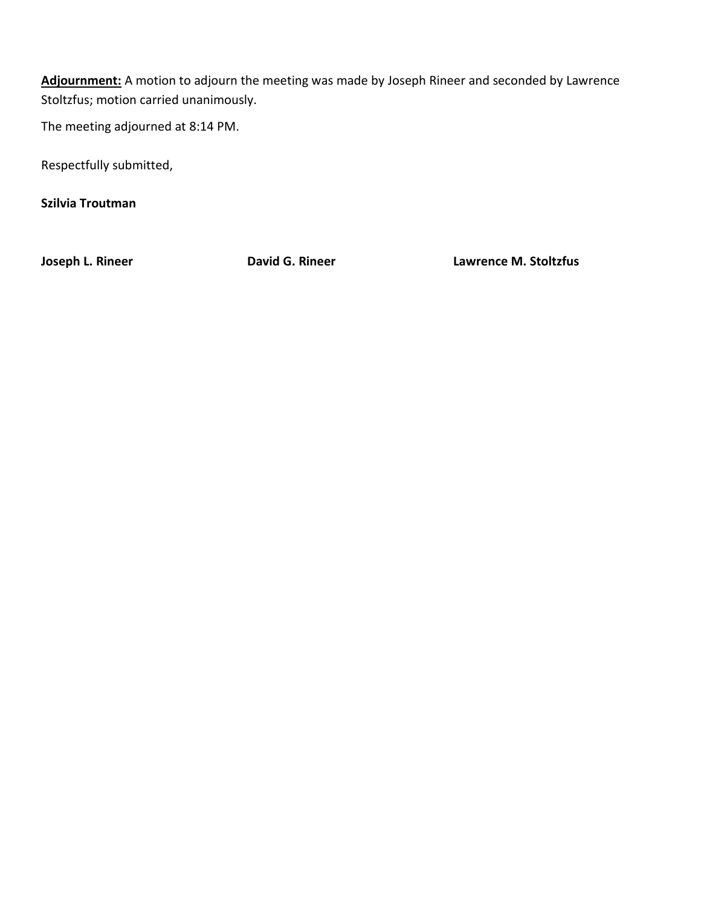**Adjournment:** A motion to adjourn the meeting was made by Joseph Rineer and seconded by Lawrence Stoltzfus; motion carried unanimously.

The meeting adjourned at 8:14 PM.

Respectfully submitted,

**Szilvia Troutman**

**Joseph L. Rineer** **David G. Rineer** **Lawrence M. Stoltzfus**